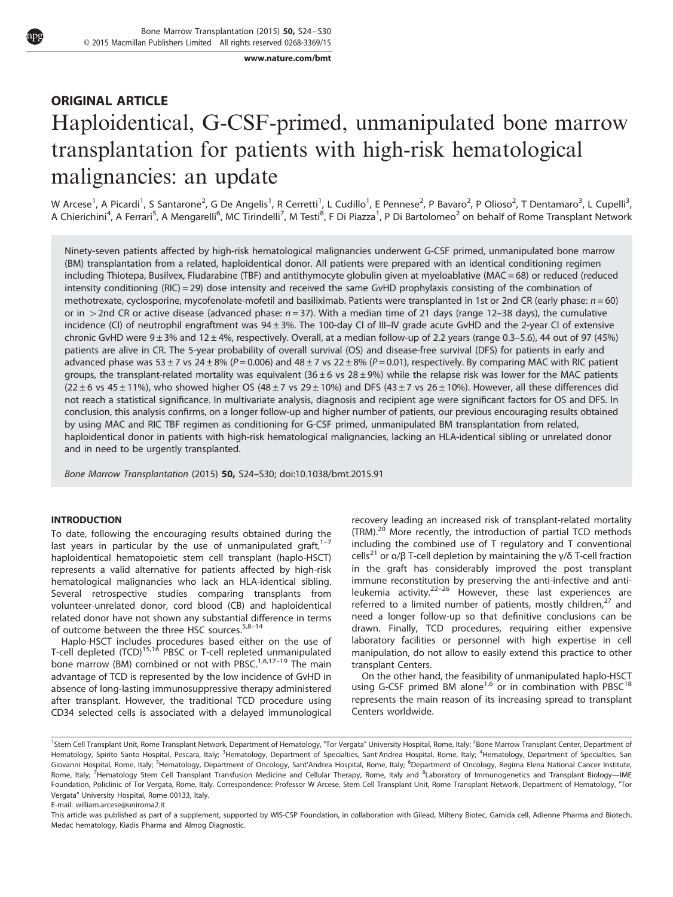**ORIGINAL ARTICLE**

# Haploidentical, G-CSF-primed, unmanipulated bone marrow transplantation for patients with high-risk hematological malignancies: an update

W Arcese[1], A Picardi[1], S Santarone[2], G De Angelis[1], R Cerretti[1], L Cudillo[1], E Pennese[2], P Bavaro[2], P Olioso[2], T Dentamaro[3], L Cupelli[3], A Chierichini[4], A Ferrari[5], A Mengarelli[6], MC Tirindelli[7], M Testi[8], F Di Piazza[1], P Di Bartolomeo[2] on behalf of Rome Transplant Network

Ninety-seven patients affected by high-risk hematological malignancies underwent G-CSF primed, unmanipulated bone marrow (BM) transplantation from a related, haploidentical donor. All patients were prepared with an identical conditioning regimen including Thiotepa, Busilvex, Fludarabine (TBF) and antithymocyte globulin given at myeloablative (MAC = 68) or reduced (reduced intensity conditioning (RIC) = 29) dose intensity and received the same GvHD prophylaxis consisting of the combination of methotrexate, cyclosporine, mycofenolate-mofetil and basiliximab. Patients were transplanted in 1st or 2nd CR (early phase: $n = 60$) or in > 2nd CR or active disease (advanced phase: $n = 37$). With a median time of 21 days (range 12–38 days), the cumulative incidence (CI) of neutrophil engraftment was 94 ± 3%. The 100-day CI of III–IV grade acute GvHD and the 2-year CI of extensive chronic GvHD were 9 ± 3% and 12 ± 4%, respectively. Overall, at a median follow-up of 2.2 years (range 0.3–5.6), 44 out of 97 (45%) patients are alive in CR. The 5-year probability of overall survival (OS) and disease-free survival (DFS) for patients in early and advanced phase was 53 ± 7 vs 24 ± 8% ($P = 0.006$) and 48 ± 7 vs 22 ± 8% ($P = 0.01$), respectively. By comparing MAC with RIC patient groups, the transplant-related mortality was equivalent (36 ± 6 vs 28 ± 9%) while the relapse risk was lower for the MAC patients (22 ± 6 vs 45 ± 11%), who showed higher OS (48 ± 7 vs 29 ± 10%) and DFS (43 ± 7 vs 26 ± 10%). However, all these differences did not reach a statistical significance. In multivariate analysis, diagnosis and recipient age were significant factors for OS and DFS. In conclusion, this analysis confirms, on a longer follow-up and higher number of patients, our previous encouraging results obtained by using MAC and RIC TBF regimen as conditioning for G-CSF primed, unmanipulated BM transplantation from related, haploidentical donor in patients with high-risk hematological malignancies, lacking an HLA-identical sibling or unrelated donor and in need to be urgently transplanted.

*Bone Marrow Transplantation* (2015) **50,** S24–S30; doi:10.1038/bmt.2015.91

## INTRODUCTION

To date, following the encouraging results obtained during the last years in particular by the use of unmanipulated graft,[1–7] haploidentical hematopoietic stem cell transplant (haplo-HSCT) represents a valid alternative for patients affected by high-risk hematological malignancies who lack an HLA-identical sibling. Several retrospective studies comparing transplants from volunteer-unrelated donor, cord blood (CB) and haploidentical related donor have not shown any substantial difference in terms of outcome between the three HSC sources.[5,8–14]

Haplo-HSCT includes procedures based either on the use of T-cell depleted (TCD)[15,16] PBSC or T-cell repleted unmanipulated bone marrow (BM) combined or not with PBSC.[1,6,17–19] The main advantage of TCD is represented by the low incidence of GvHD in absence of long-lasting immunosuppressive therapy administered after transplant. However, the traditional TCD procedure using CD34 selected cells is associated with a delayed immunological recovery leading an increased risk of transplant-related mortality (TRM).[20] More recently, the introduction of partial TCD methods including the combined use of T regulatory and T conventional cells[21] or α/β T-cell depletion by maintaining the γ/δ T-cell fraction in the graft has considerably improved the post transplant immune reconstitution by preserving the anti-infective and anti-leukemia activity.[22–26] However, these last experiences are referred to a limited number of patients, mostly children,[27] and need a longer follow-up so that definitive conclusions can be drawn. Finally, TCD procedures, requiring either expensive laboratory facilities or personnel with high expertise in cell manipulation, do not allow to easily extend this practice to other transplant Centers.

On the other hand, the feasibility of unmanipulated haplo-HSCT using G-CSF primed BM alone[1,6] or in combination with PBSC[18] represents the main reason of its increasing spread to transplant Centers worldwide.

[1]Stem Cell Transplant Unit, Rome Transplant Network, Department of Hematology, "Tor Vergata" University Hospital, Rome, Italy; [2]Bone Marrow Transplant Center, Department of Hematology, Spirito Santo Hospital, Pescara, Italy; [3]Hematology, Department of Specialties, Sant'Andrea Hospital, Rome, Italy; [4]Hematology, Department of Specialties, San Giovanni Hospital, Rome, Italy; [5]Hematology, Department of Oncology, Sant'Andrea Hospital, Rome, Italy; [6]Department of Oncology, Regima Elena National Cancer Institute, Rome, Italy; [7]Hematology Stem Cell Transplant Transfusion Medicine and Cellular Therapy, Rome, Italy and [8]Laboratory of Immunogenetics and Transplant Biology—IME Foundation, Policlinic of Tor Vergata, Rome, Italy. Correspondence: Professor W Arcese, Stem Cell Transplant Unit, Rome Transplant Network, Department of Hematology, "Tor Vergata" University Hospital, Rome 00133, Italy.
E-mail: william.arcese@uniroma2.it

This article was published as part of a supplement, supported by WIS-CSP Foundation, in collaboration with Gilead, Miltenyi Biotec, Gamida cell, Adienne Pharma and Biotech, Medac hematology, Kiadis Pharma and Almog Diagnostic.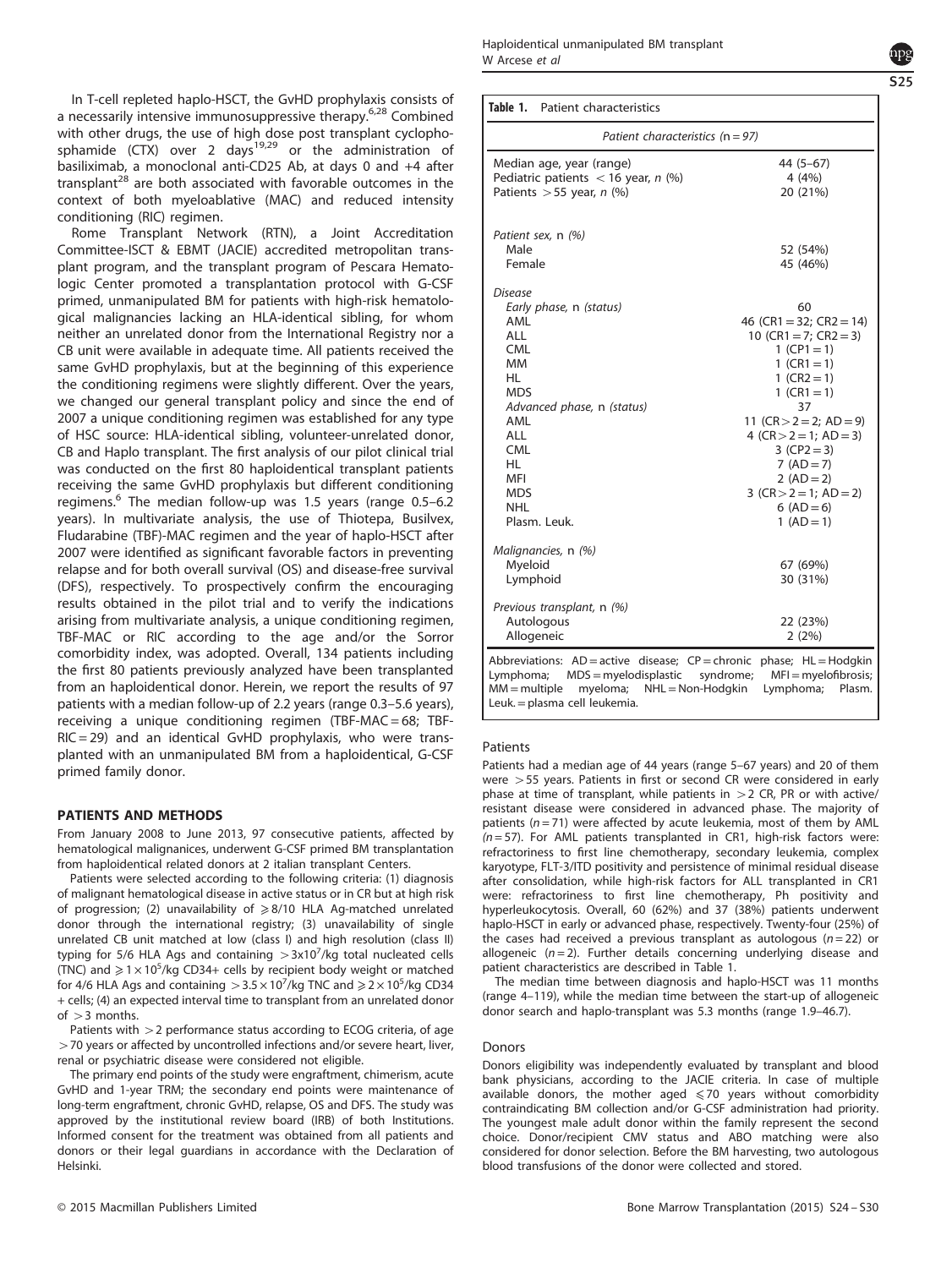In T-cell repleted haplo-HSCT, the GvHD prophylaxis consists of a necessarily intensive immunosuppressive therapy.[6,28] Combined with other drugs, the use of high dose post transplant cyclophosphamide (CTX) over 2 days[19,29] or the administration of basiliximab, a monoclonal anti-CD25 Ab, at days 0 and +4 after transplant[28] are both associated with favorable outcomes in the context of both myeloablative (MAC) and reduced intensity conditioning (RIC) regimen.

Rome Transplant Network (RTN), a Joint Accreditation Committee-ISCT & EBMT (JACIE) accredited metropolitan transplant program, and the transplant program of Pescara Hematologic Center promoted a transplantation protocol with G-CSF primed, unmanipulated BM for patients with high-risk hematological malignancies lacking an HLA-identical sibling, for whom neither an unrelated donor from the International Registry nor a CB unit were available in adequate time. All patients received the same GvHD prophylaxis, but at the beginning of this experience the conditioning regimens were slightly different. Over the years, we changed our general transplant policy and since the end of 2007 a unique conditioning regimen was established for any type of HSC source: HLA-identical sibling, volunteer-unrelated donor, CB and Haplo transplant. The first analysis of our pilot clinical trial was conducted on the first 80 haploidentical transplant patients receiving the same GvHD prophylaxis but different conditioning regimens.[6] The median follow-up was 1.5 years (range 0.5–6.2 years). In multivariate analysis, the use of Thiotepa, Busilvex, Fludarabine (TBF)-MAC regimen and the year of haplo-HSCT after 2007 were identified as significant favorable factors in preventing relapse and for both overall survival (OS) and disease-free survival (DFS), respectively. To prospectively confirm the encouraging results obtained in the pilot trial and to verify the indications arising from multivariate analysis, a unique conditioning regimen, TBF-MAC or RIC according to the age and/or the Sorror comorbidity index, was adopted. Overall, 134 patients including the first 80 patients previously analyzed have been transplanted from an haploidentical donor. Herein, we report the results of 97 patients with a median follow-up of 2.2 years (range 0.3–5.6 years), receiving a unique conditioning regimen (TBF-MAC = 68; TBF-RIC = 29) and an identical GvHD prophylaxis, who were transplanted with an unmanipulated BM from a haploidentical, G-CSF primed family donor.

## PATIENTS AND METHODS

From January 2008 to June 2013, 97 consecutive patients, affected by hematological malignanices, underwent G-CSF primed BM transplantation from haploidentical related donors at 2 italian transplant Centers.

Patients were selected according to the following criteria: (1) diagnosis of malignant hematological disease in active status or in CR but at high risk of progression; (2) unavailability of $\geqslant$8/10 HLA Ag-matched unrelated donor through the international registry; (3) unavailability of single unrelated CB unit matched at low (class I) and high resolution (class II) typing for 5/6 HLA Ags and containing $>3\times10^7$/kg total nucleated cells (TNC) and $\geqslant1\times10^5$/kg CD34+ cells by recipient body weight or matched for 4/6 HLA Ags and containing $>3.5\times10^7$/kg TNC and $\geqslant2\times10^5$/kg CD34+ cells; (4) an expected interval time to transplant from an unrelated donor of >3 months.

Patients with >2 performance status according to ECOG criteria, of age >70 years or affected by uncontrolled infections and/or severe heart, liver, renal or psychiatric disease were considered not eligible.

The primary end points of the study were engraftment, chimerism, acute GvHD and 1-year TRM; the secondary end points were maintenance of long-term engraftment, chronic GvHD, relapse, OS and DFS. The study was approved by the institutional review board (IRB) of both Institutions. Informed consent for the treatment was obtained from all patients and donors or their legal guardians in accordance with the Declaration of Helsinki.

**Table 1.** Patient characteristics

| Patient characteristics (n = 97) | |
|---|---|
| Median age, year (range) | 44 (5–67) |
| Pediatric patients < 16 year, *n* (%) | 4 (4%) |
| Patients > 55 year, *n* (%) | 20 (21%) |
| *Patient sex,* n *(%)* | |
| Male | 52 (54%) |
| Female | 45 (46%) |
| *Disease* | |
| *Early phase,* n *(status)* | 60 |
| AML | 46 (CR1 = 32; CR2 = 14) |
| ALL | 10 (CR1 = 7; CR2 = 3) |
| CML | 1 (CP1 = 1) |
| MM | 1 (CR1 = 1) |
| HL | 1 (CR2 = 1) |
| MDS | 1 (CR1 = 1) |
| *Advanced phase,* n *(status)* | 37 |
| AML | 11 (CR > 2 = 2; AD = 9) |
| ALL | 4 (CR > 2 = 1; AD = 3) |
| CML | 3 (CP2 = 3) |
| HL | 7 (AD = 7) |
| MFI | 2 (AD = 2) |
| MDS | 3 (CR > 2 = 1; AD = 2) |
| NHL | 6 (AD = 6) |
| Plasm. Leuk. | 1 (AD = 1) |
| *Malignancies,* n *(%)* | |
| Myeloid | 67 (69%) |
| Lymphoid | 30 (31%) |
| *Previous transplant,* n *(%)* | |
| Autologous | 22 (23%) |
| Allogeneic | 2 (2%) |

Abbreviations: AD = active disease; CP = chronic phase; HL = Hodgkin Lymphoma; MDS = myelodisplastic syndrome; MFI = myelofibrosis; MM = multiple myeloma; NHL = Non-Hodgkin Lymphoma; Plasm. Leuk. = plasma cell leukemia.

### Patients

Patients had a median age of 44 years (range 5–67 years) and 20 of them were >55 years. Patients in first or second CR were considered in early phase at time of transplant, while patients in >2 CR, PR or with active/resistant disease were considered in advanced phase. The majority of patients ($n = 71$) were affected by acute leukemia, most of them by AML ($n = 57$). For AML patients transplanted in CR1, high-risk factors were: refractoriness to first line chemotherapy, secondary leukemia, complex karyotype, FLT-3/ITD positivity and persistence of minimal residual disease after consolidation, while high-risk factors for ALL transplanted in CR1 were: refractoriness to first line chemotherapy, Ph positivity and hyperleukocytosis. Overall, 60 (62%) and 37 (38%) patients underwent haplo-HSCT in early or advanced phase, respectively. Twenty-four (25%) of the cases had received a previous transplant as autologous ($n = 22$) or allogeneic ($n = 2$). Further details concerning underlying disease and patient characteristics are described in Table 1.

The median time between diagnosis and haplo-HSCT was 11 months (range 4–119), while the median time between the start-up of allogeneic donor search and haplo-transplant was 5.3 months (range 1.9–46.7).

### Donors

Donors eligibility was independently evaluated by transplant and blood bank physicians, according to the JACIE criteria. In case of multiple available donors, the mother aged $\leqslant$70 years without comorbidity contraindicating BM collection and/or G-CSF administration had priority. The youngest male adult donor within the family represent the second choice. Donor/recipient CMV status and ABO matching were also considered for donor selection. Before the BM harvesting, two autologous blood transfusions of the donor were collected and stored.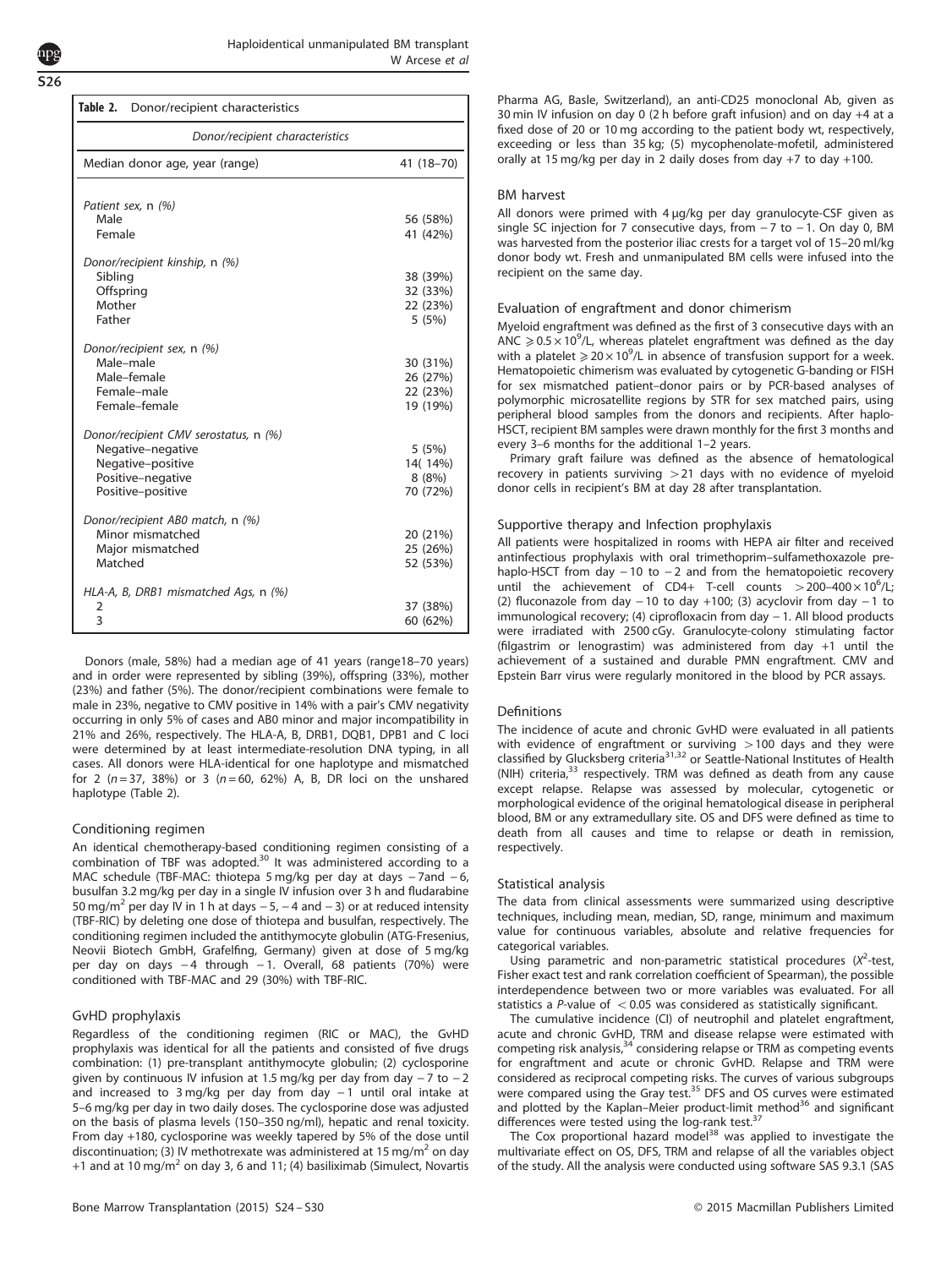**Table 2.** Donor/recipient characteristics

| Donor/recipient characteristics | |
|---|---|
| Median donor age, year (range) | 41 (18–70) |
| *Patient sex,* n *(%)* | |
| Male | 56 (58%) |
| Female | 41 (42%) |
| *Donor/recipient kinship,* n *(%)* | |
| Sibling | 38 (39%) |
| Offspring | 32 (33%) |
| Mother | 22 (23%) |
| Father | 5 (5%) |
| *Donor/recipient sex,* n *(%)* | |
| Male–male | 30 (31%) |
| Male–female | 26 (27%) |
| Female–male | 22 (23%) |
| Female–female | 19 (19%) |
| *Donor/recipient CMV serostatus,* n *(%)* | |
| Negative–negative | 5 (5%) |
| Negative–positive | 14( 14%) |
| Positive–negative | 8 (8%) |
| Positive–positive | 70 (72%) |
| *Donor/recipient AB0 match,* n *(%)* | |
| Minor mismatched | 20 (21%) |
| Major mismatched | 25 (26%) |
| Matched | 52 (53%) |
| *HLA-A, B, DRB1 mismatched Ags,* n *(%)* | |
| 2 | 37 (38%) |
| 3 | 60 (62%) |

Donors (male, 58%) had a median age of 41 years (range18–70 years) and in order were represented by sibling (39%), offspring (33%), mother (23%) and father (5%). The donor/recipient combinations were female to male in 23%, negative to CMV positive in 14% with a pair's CMV negativity occurring in only 5% of cases and AB0 minor and major incompatibility in 21% and 26%, respectively. The HLA-A, B, DRB1, DQB1, DPB1 and C loci were determined by at least intermediate-resolution DNA typing, in all cases. All donors were HLA-identical for one haplotype and mismatched for 2 ($n = 37$, 38%) or 3 ($n = 60$, 62%) A, B, DR loci on the unshared haplotype (Table 2).

### Conditioning regimen

An identical chemotherapy-based conditioning regimen consisting of a combination of TBF was adopted.[30] It was administered according to a MAC schedule (TBF-MAC: thiotepa 5 mg/kg per day at days −7and −6, busulfan 3.2 mg/kg per day in a single IV infusion over 3 h and fludarabine 50 mg/m$^2$ per day IV in 1 h at days −5, −4 and −3) or at reduced intensity (TBF-RIC) by deleting one dose of thiotepa and busulfan, respectively. The conditioning regimen included the antithymocyte globulin (ATG-Fresenius, Neovii Biotech GmbH, Grafelfing, Germany) given at dose of 5 mg/kg per day on days −4 through −1. Overall, 68 patients (70%) were conditioned with TBF-MAC and 29 (30%) with TBF-RIC.

### GvHD prophylaxis

Regardless of the conditioning regimen (RIC or MAC), the GvHD prophylaxis was identical for all the patients and consisted of five drugs combination: (1) pre-transplant antithymocyte globulin; (2) cyclosporine given by continuous IV infusion at 1.5 mg/kg per day from day −7 to −2 and increased to 3 mg/kg per day from day −1 until oral intake at 5–6 mg/kg per day in two daily doses. The cyclosporine dose was adjusted on the basis of plasma levels (150–350 ng/ml), hepatic and renal toxicity. From day +180, cyclosporine was weekly tapered by 5% of the dose until discontinuation; (3) IV methotrexate was administered at 15 mg/m$^2$ on day +1 and at 10 mg/m$^2$ on day 3, 6 and 11; (4) basiliximab (Simulect, Novartis Pharma AG, Basle, Switzerland), an anti-CD25 monoclonal Ab, given as 30 min IV infusion on day 0 (2 h before graft infusion) and on day +4 at a fixed dose of 20 or 10 mg according to the patient body wt, respectively, exceeding or less than 35 kg; (5) mycophenolate-mofetil, administered orally at 15 mg/kg per day in 2 daily doses from day +7 to day +100.

### BM harvest

All donors were primed with 4 μg/kg per day granulocyte-CSF given as single SC injection for 7 consecutive days, from −7 to −1. On day 0, BM was harvested from the posterior iliac crests for a target vol of 15–20 ml/kg donor body wt. Fresh and unmanipulated BM cells were infused into the recipient on the same day.

### Evaluation of engraftment and donor chimerism

Myeloid engraftment was defined as the first of 3 consecutive days with an ANC $\geq 0.5 \times 10^9$/L, whereas platelet engraftment was defined as the day with a platelet $\geq 20 \times 10^9$/L in absence of transfusion support for a week. Hematopoietic chimerism was evaluated by cytogenetic G-banding or FISH for sex mismatched patient–donor pairs or by PCR-based analyses of polymorphic microsatellite regions by STR for sex matched pairs, using peripheral blood samples from the donors and recipients. After haplo-HSCT, recipient BM samples were drawn monthly for the first 3 months and every 3–6 months for the additional 1–2 years.

Primary graft failure was defined as the absence of hematological recovery in patients surviving >21 days with no evidence of myeloid donor cells in recipient's BM at day 28 after transplantation.

### Supportive therapy and Infection prophylaxis

All patients were hospitalized in rooms with HEPA air filter and received antinfectious prophylaxis with oral trimethoprim–sulfamethoxazole pre-haplo-HSCT from day −10 to −2 and from the hematopoietic recovery until the achievement of CD4+ T-cell counts $>200\text{–}400 \times 10^6$/L; (2) fluconazole from day −10 to day +100; (3) acyclovir from day −1 to immunological recovery; (4) ciprofloxacin from day −1. All blood products were irradiated with 2500 cGy. Granulocyte-colony stimulating factor (filgastrim or lenograstim) was administered from day +1 until the achievement of a sustained and durable PMN engraftment. CMV and Epstein Barr virus were regularly monitored in the blood by PCR assays.

### Definitions

The incidence of acute and chronic GvHD were evaluated in all patients with evidence of engraftment or surviving >100 days and they were classified by Glucksberg criteria[31,32] or Seattle-National Institutes of Health (NIH) criteria,[33] respectively. TRM was defined as death from any cause except relapse. Relapse was assessed by molecular, cytogenetic or morphological evidence of the original hematological disease in peripheral blood, BM or any extramedullary site. OS and DFS were defined as time to death from all causes and time to relapse or death in remission, respectively.

### Statistical analysis

The data from clinical assessments were summarized using descriptive techniques, including mean, median, SD, range, minimum and maximum value for continuous variables, absolute and relative frequencies for categorical variables.

Using parametric and non-parametric statistical procedures ($X^2$-test, Fisher exact test and rank correlation coefficient of Spearman), the possible interdependence between two or more variables was evaluated. For all statistics a $P$-value of $<0.05$ was considered as statistically significant.

The cumulative incidence (CI) of neutrophil and platelet engraftment, acute and chronic GvHD, TRM and relapse were estimated with competing risk analysis,[34] considering relapse or TRM as competing events for engraftment and acute or chronic GvHD. Relapse and TRM were considered as reciprocal competing risks. The curves of various subgroups were compared using the Gray test.[35] DFS and OS curves were estimated and plotted by the Kaplan–Meier product-limit method[36] and significant differences were tested using the log-rank test.[37]

The Cox proportional hazard model[38] was applied to investigate the multivariate effect on OS, DFS, TRM and relapse of all the variables object of the study. All the analysis were conducted using software SAS 9.3.1 (SAS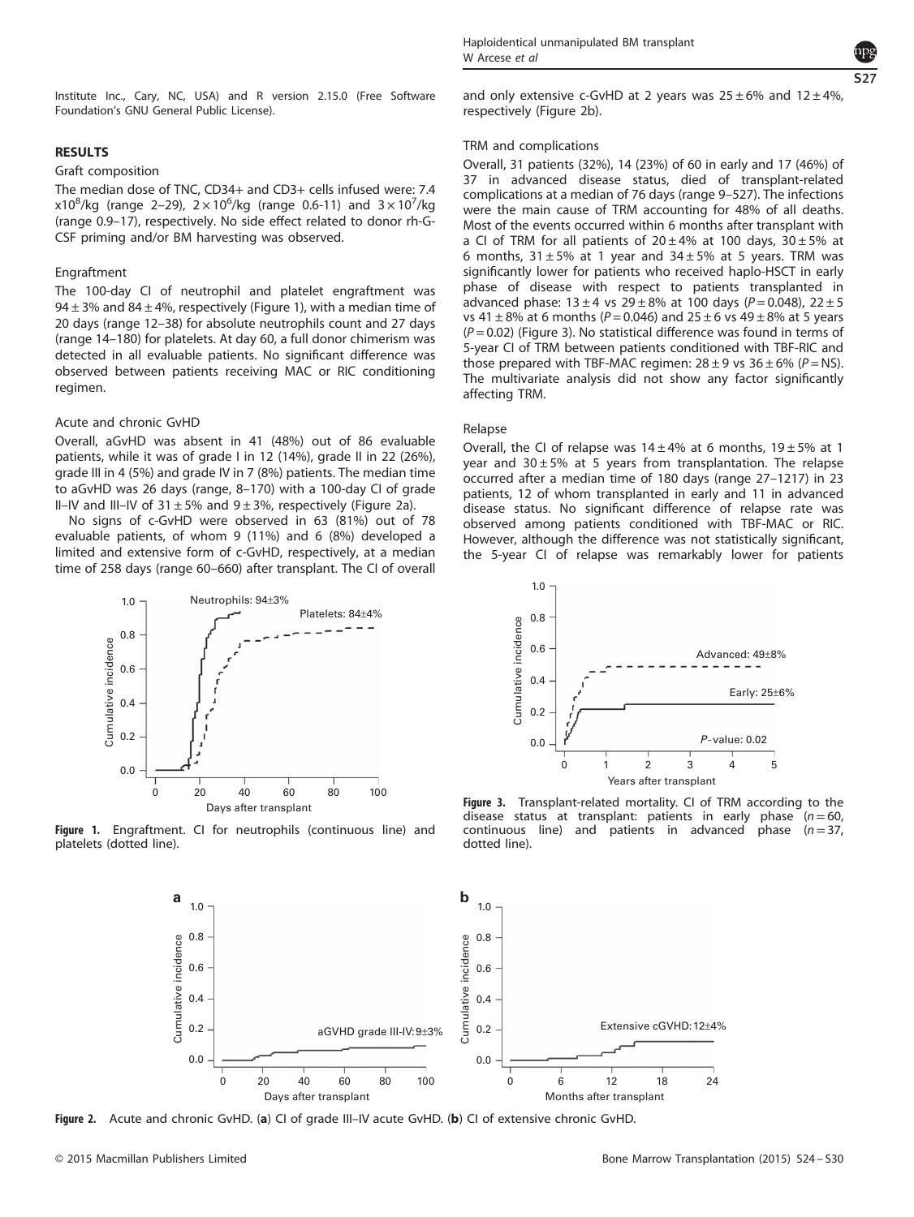Institute Inc., Cary, NC, USA) and R version 2.15.0 (Free Software Foundation's GNU General Public License).

## RESULTS

### Graft composition

The median dose of TNC, CD34+ and CD3+ cells infused were: 7.4 $\times10^8$/kg (range 2–29), $2\times10^6$/kg (range 0.6-11) and $3\times10^7$/kg (range 0.9–17), respectively. No side effect related to donor rh-G-CSF priming and/or BM harvesting was observed.

### Engraftment

The 100-day CI of neutrophil and platelet engraftment was $94\pm3\%$ and $84\pm4\%$, respectively (Figure 1), with a median time of 20 days (range 12–38) for absolute neutrophils count and 27 days (range 14–180) for platelets. At day 60, a full donor chimerism was detected in all evaluable patients. No significant difference was observed between patients receiving MAC or RIC conditioning regimen.

### Acute and chronic GvHD

Overall, aGvHD was absent in 41 (48%) out of 86 evaluable patients, while it was of grade I in 12 (14%), grade II in 22 (26%), grade III in 4 (5%) and grade IV in 7 (8%) patients. The median time to aGvHD was 26 days (range, 8–170) with a 100-day CI of grade II–IV and III–IV of $31\pm5\%$ and $9\pm3\%$, respectively (Figure 2a).

No signs of c-GvHD were observed in 63 (81%) out of 78 evaluable patients, of whom 9 (11%) and 6 (8%) developed a limited and extensive form of c-GvHD, respectively, at a median time of 258 days (range 60–660) after transplant. The CI of overall and only extensive c-GvHD at 2 years was $25\pm6\%$ and $12\pm4\%$, respectively (Figure 2b).

Figure 1. Engraftment. CI for neutrophils (continuous line) and platelets (dotted line).

Figure 2. Acute and chronic GvHD. (a) CI of grade III–IV acute GvHD. (b) CI of extensive chronic GvHD.

### TRM and complications

Overall, 31 patients (32%), 14 (23%) of 60 in early and 17 (46%) of 37 in advanced disease status, died of transplant-related complications at a median of 76 days (range 9–527). The infections were the main cause of TRM accounting for 48% of all deaths. Most of the events occurred within 6 months after transplant with a CI of TRM for all patients of $20\pm4\%$ at 100 days, $30\pm5\%$ at 6 months, $31\pm5\%$ at 1 year and $34\pm5\%$ at 5 years. TRM was significantly lower for patients who received haplo-HSCT in early phase of disease with respect to patients transplanted in advanced phase: $13\pm4$ vs $29\pm8\%$ at 100 days ($P=0.048$), $22\pm5$ vs $41\pm8\%$ at 6 months ($P=0.046$) and $25\pm6$ vs $49\pm8\%$ at 5 years ($P=0.02$) (Figure 3). No statistical difference was found in terms of 5-year CI of TRM between patients conditioned with TBF-RIC and those prepared with TBF-MAC regimen: $28\pm9$ vs $36\pm6\%$ ($P=$NS). The multivariate analysis did not show any factor significantly affecting TRM.

### Relapse

Overall, the CI of relapse was $14\pm4\%$ at 6 months, $19\pm5\%$ at 1 year and $30\pm5\%$ at 5 years from transplantation. The relapse occurred after a median time of 180 days (range 27–1217) in 23 patients, 12 of whom transplanted in early and 11 in advanced disease status. No significant difference of relapse rate was observed among patients conditioned with TBF-MAC or RIC. However, although the difference was not statistically significant, the 5-year CI of relapse was remarkably lower for patients

Figure 3. Transplant-related mortality. CI of TRM according to the disease status at transplant: patients in early phase ($n=60$, continuous line) and patients in advanced phase ($n=37$, dotted line).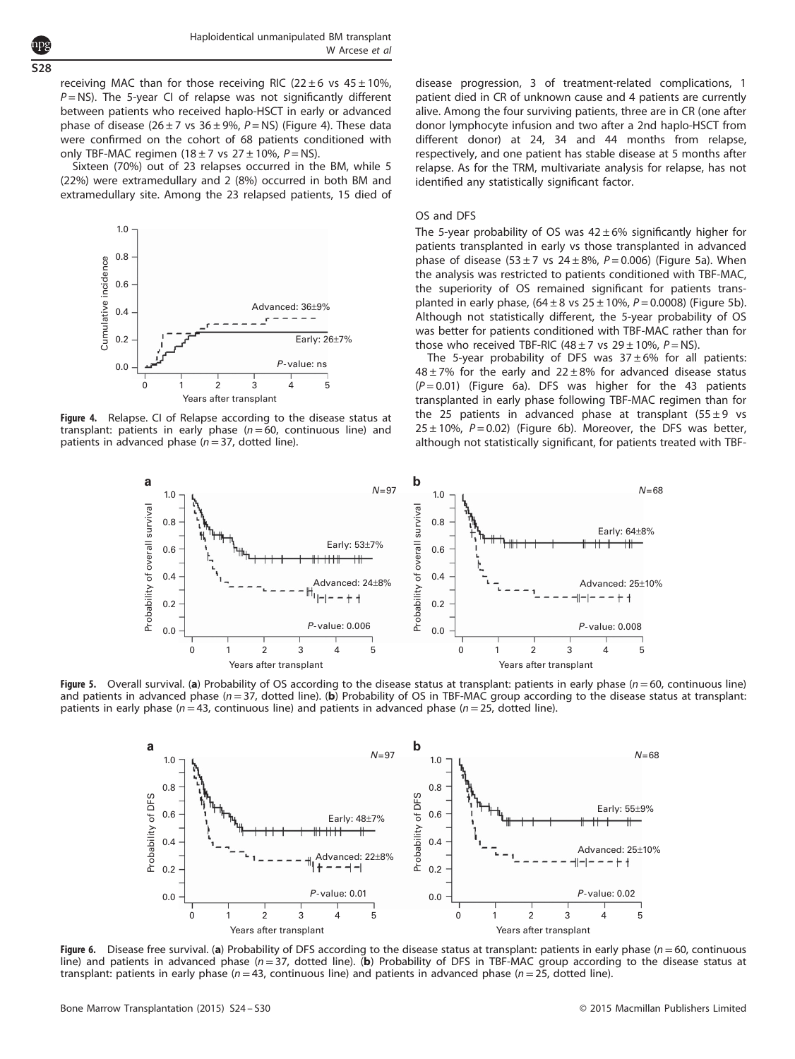receiving MAC than for those receiving RIC ($22 \pm 6$ vs $45 \pm 10\%$, $P$ = NS). The 5-year CI of relapse was not significantly different between patients who received haplo-HSCT in early or advanced phase of disease ($26 \pm 7$ vs $36 \pm 9\%$, $P$ = NS) (Figure 4). These data were confirmed on the cohort of 68 patients conditioned with only TBF-MAC regimen ($18 \pm 7$ vs $27 \pm 10\%$, $P$ = NS).

Sixteen (70%) out of 23 relapses occurred in the BM, while 5 (22%) were extramedullary and 2 (8%) occurred in both BM and extramedullary site. Among the 23 relapsed patients, 15 died of disease progression, 3 of treatment-related complications, 1 patient died in CR of unknown cause and 4 patients are currently alive. Among the four surviving patients, three are in CR (one after donor lymphocyte infusion and two after a 2nd haplo-HSCT from different donor) at 24, 34 and 44 months from relapse, respectively, and one patient has stable disease at 5 months after relapse. As for the TRM, multivariate analysis for relapse, has not identified any statistically significant factor.

**Figure 4.** Relapse. CI of Relapse according to the disease status at transplant: patients in early phase ($n$ = 60, continuous line) and patients in advanced phase ($n$ = 37, dotted line).

## OS and DFS

The 5-year probability of OS was $42 \pm 6\%$ significantly higher for patients transplanted in early vs those transplanted in advanced phase of disease ($53 \pm 7$ vs $24 \pm 8\%$, $P$ = 0.006) (Figure 5a). When the analysis was restricted to patients conditioned with TBF-MAC, the superiority of OS remained significant for patients transplanted in early phase, ($64 \pm 8$ vs $25 \pm 10\%$, $P$ = 0.0008) (Figure 5b). Although not statistically different, the 5-year probability of OS was better for patients conditioned with TBF-MAC rather than for those who received TBF-RIC ($48 \pm 7$ vs $29 \pm 10\%$, $P$ = NS).

The 5-year probability of DFS was $37 \pm 6\%$ for all patients: $48 \pm 7\%$ for the early and $22 \pm 8\%$ for advanced disease status ($P$ = 0.01) (Figure 6a). DFS was higher for the 43 patients transplanted in early phase following TBF-MAC regimen than for the 25 patients in advanced phase at transplant ($55 \pm 9$ vs $25 \pm 10\%$, $P$ = 0.02) (Figure 6b). Moreover, the DFS was better, although not statistically significant, for patients treated with TBF-

**Figure 5.** Overall survival. (**a**) Probability of OS according to the disease status at transplant: patients in early phase ($n$ = 60, continuous line) and patients in advanced phase ($n$ = 37, dotted line). (**b**) Probability of OS in TBF-MAC group according to the disease status at transplant: patients in early phase ($n$ = 43, continuous line) and patients in advanced phase ($n$ = 25, dotted line).

**Figure 6.** Disease free survival. (**a**) Probability of DFS according to the disease status at transplant: patients in early phase ($n$ = 60, continuous line) and patients in advanced phase ($n$ = 37, dotted line). (**b**) Probability of DFS in TBF-MAC group according to the disease status at transplant: patients in early phase ($n$ = 43, continuous line) and patients in advanced phase ($n$ = 25, dotted line).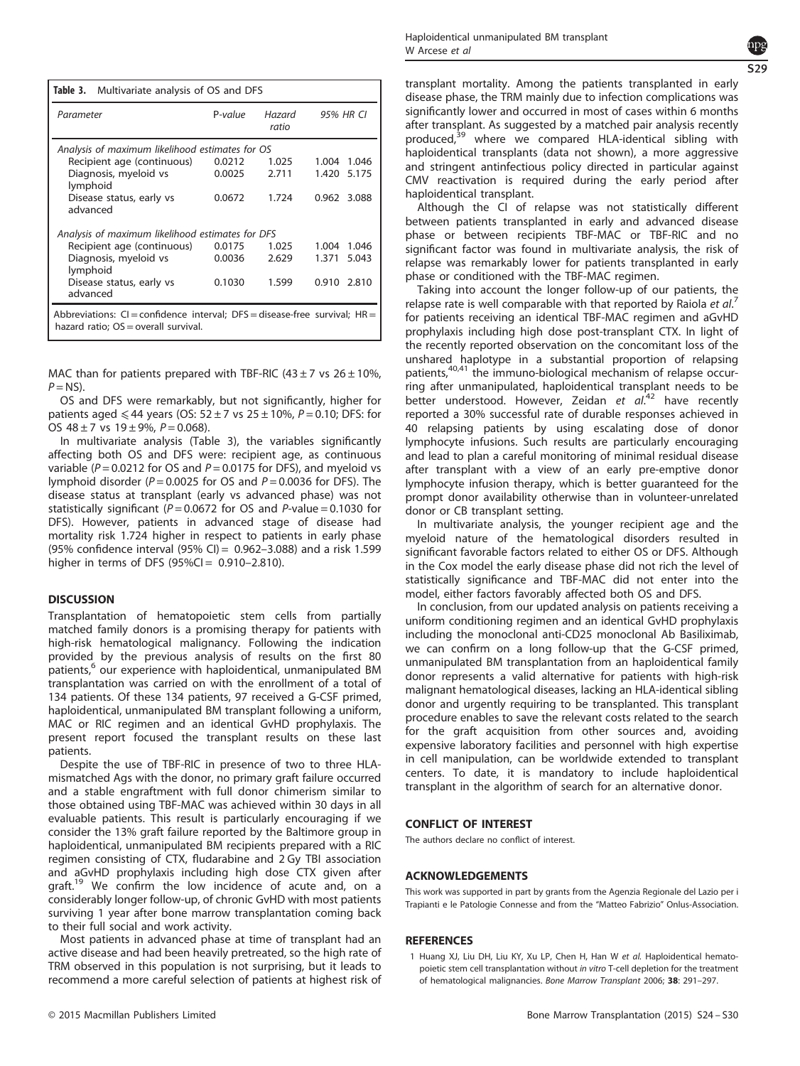**Table 3.** Multivariate analysis of OS and DFS

| Parameter | P-value | Hazard ratio | 95% HR CI | |
|---|---|---|---|---|
| *Analysis of maximum likelihood estimates for OS* | | | | |
| Recipient age (continuous) | 0.0212 | 1.025 | 1.004 | 1.046 |
| Diagnosis, myeloid vs lymphoid | 0.0025 | 2.711 | 1.420 | 5.175 |
| Disease status, early vs advanced | 0.0672 | 1.724 | 0.962 | 3.088 |
| *Analysis of maximum likelihood estimates for DFS* | | | | |
| Recipient age (continuous) | 0.0175 | 1.025 | 1.004 | 1.046 |
| Diagnosis, myeloid vs lymphoid | 0.0036 | 2.629 | 1.371 | 5.043 |
| Disease status, early vs advanced | 0.1030 | 1.599 | 0.910 | 2.810 |

Abbreviations: CI = confidence interval; DFS = disease-free survival; HR = hazard ratio; OS = overall survival.

MAC than for patients prepared with TBF-RIC (43 ± 7 vs 26 ± 10%, $P$ = NS).

OS and DFS were remarkably, but not significantly, higher for patients aged ⩽44 years (OS: 52 ± 7 vs 25 ± 10%, $P = 0.10$; DFS: for OS 48 ± 7 vs 19 ± 9%, $P = 0.068$).

In multivariate analysis (Table 3), the variables significantly affecting both OS and DFS were: recipient age, as continuous variable ($P = 0.0212$ for OS and $P = 0.0175$ for DFS), and myeloid vs lymphoid disorder ($P = 0.0025$ for OS and $P = 0.0036$ for DFS). The disease status at transplant (early vs advanced phase) was not statistically significant ($P = 0.0672$ for OS and $P$-value = 0.1030 for DFS). However, patients in advanced stage of disease had mortality risk 1.724 higher in respect to patients in early phase (95% confidence interval (95% CI) = 0.962–3.088) and a risk 1.599 higher in terms of DFS (95%CI = 0.910–2.810).

## DISCUSSION

Transplantation of hematopoietic stem cells from partially matched family donors is a promising therapy for patients with high-risk hematological malignancy. Following the indication provided by the previous analysis of results on the first 80 patients,[6] our experience with haploidentical, unmanipulated BM transplantation was carried on with the enrollment of a total of 134 patients. Of these 134 patients, 97 received a G-CSF primed, haploidentical, unmanipulated BM transplant following a uniform, MAC or RIC regimen and an identical GvHD prophylaxis. The present report focused the transplant results on these last patients.

Despite the use of TBF-RIC in presence of two to three HLA-mismatched Ags with the donor, no primary graft failure occurred and a stable engraftment with full donor chimerism similar to those obtained using TBF-MAC was achieved within 30 days in all evaluable patients. This result is particularly encouraging if we consider the 13% graft failure reported by the Baltimore group in haploidentical, unmanipulated BM recipients prepared with a RIC regimen consisting of CTX, fludarabine and 2 Gy TBI association and aGvHD prophylaxis including high dose CTX given after graft.[19] We confirm the low incidence of acute and, on a considerably longer follow-up, of chronic GvHD with most patients surviving 1 year after bone marrow transplantation coming back to their full social and work activity.

Most patients in advanced phase at time of transplant had an active disease and had been heavily pretreated, so the high rate of TRM observed in this population is not surprising, but it leads to recommend a more careful selection of patients at highest risk of transplant mortality. Among the patients transplanted in early disease phase, the TRM mainly due to infection complications was significantly lower and occurred in most of cases within 6 months after transplant. As suggested by a matched pair analysis recently produced,[39] where we compared HLA-identical sibling with haploidentical transplants (data not shown), a more aggressive and stringent antinfectious policy directed in particular against CMV reactivation is required during the early period after haploidentical transplant.

Although the CI of relapse was not statistically different between patients transplanted in early and advanced disease phase or between recipients TBF-MAC or TBF-RIC and no significant factor was found in multivariate analysis, the risk of relapse was remarkably lower for patients transplanted in early phase or conditioned with the TBF-MAC regimen.

Taking into account the longer follow-up of our patients, the relapse rate is well comparable with that reported by Raiola *et al.*[7] for patients receiving an identical TBF-MAC regimen and aGvHD prophylaxis including high dose post-transplant CTX. In light of the recently reported observation on the concomitant loss of the unshared haplotype in a substantial proportion of relapsing patients,[40,41] the immuno-biological mechanism of relapse occurring after unmanipulated, haploidentical transplant needs to be better understood. However, Zeidan *et al.*[42] have recently reported a 30% successful rate of durable responses achieved in 40 relapsing patients by using escalating dose of donor lymphocyte infusions. Such results are particularly encouraging and lead to plan a careful monitoring of minimal residual disease after transplant with a view of an early pre-emptive donor lymphocyte infusion therapy, which is better guaranteed for the prompt donor availability otherwise than in volunteer-unrelated donor or CB transplant setting.

In multivariate analysis, the younger recipient age and the myeloid nature of the hematological disorders resulted in significant favorable factors related to either OS or DFS. Although in the Cox model the early disease phase did not rich the level of statistically significance and TBF-MAC did not enter into the model, either factors favorably affected both OS and DFS.

In conclusion, from our updated analysis on patients receiving a uniform conditioning regimen and an identical GvHD prophylaxis including the monoclonal anti-CD25 monoclonal Ab Basiliximab, we can confirm on a long follow-up that the G-CSF primed, unmanipulated BM transplantation from an haploidentical family donor represents a valid alternative for patients with high-risk malignant hematological diseases, lacking an HLA-identical sibling donor and urgently requiring to be transplanted. This transplant procedure enables to save the relevant costs related to the search for the graft acquisition from other sources and, avoiding expensive laboratory facilities and personnel with high expertise in cell manipulation, can be worldwide extended to transplant centers. To date, it is mandatory to include haploidentical transplant in the algorithm of search for an alternative donor.

## CONFLICT OF INTEREST

The authors declare no conflict of interest.

## ACKNOWLEDGEMENTS

This work was supported in part by grants from the Agenzia Regionale del Lazio per i Trapianti e le Patologie Connesse and from the "Matteo Fabrizio" Onlus-Association.

## REFERENCES

1 Huang XJ, Liu DH, Liu KY, Xu LP, Chen H, Han W *et al.* Haploidentical hematopoietic stem cell transplantation without *in vitro* T-cell depletion for the treatment of hematological malignancies. *Bone Marrow Transplant* 2006; **38**: 291–297.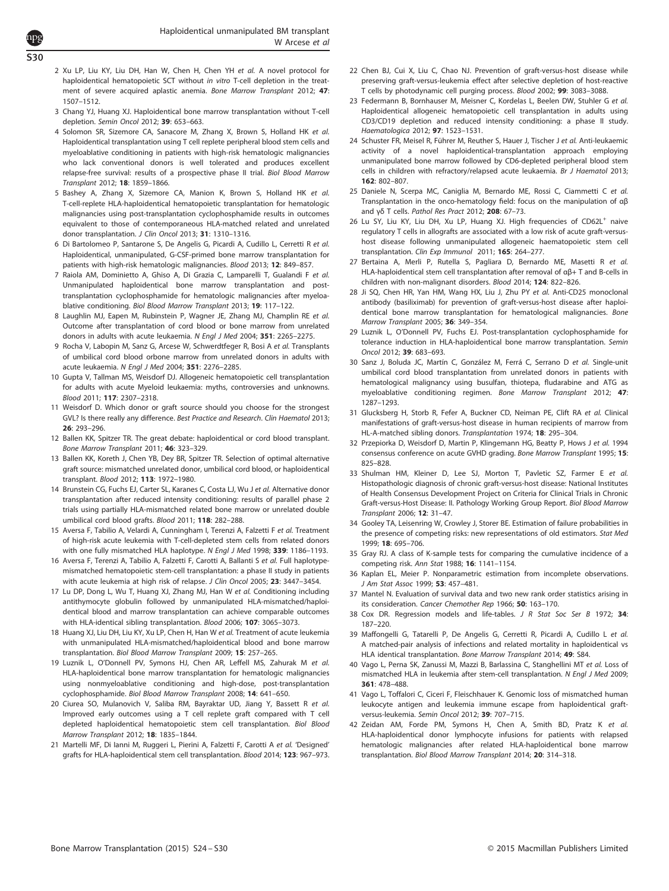2 Xu LP, Liu KY, Liu DH, Han W, Chen H, Chen YH *et al.* A novel protocol for haploidentical hematopoietic SCT without *in vitro* T-cell depletion in the treatment of severe acquired aplastic anemia. *Bone Marrow Transplant* 2012; **47**: 1507–1512.

3 Chang YJ, Huang XJ. Haploidentical bone marrow transplantation without T-cell depletion. *Semin Oncol* 2012; **39**: 653–663.

4 Solomon SR, Sizemore CA, Sanacore M, Zhang X, Brown S, Holland HK *et al.* Haploidentical transplantation using T cell replete peripheral blood stem cells and myeloablative conditioning in patients with high-risk hematologic malignancies who lack conventional donors is well tolerated and produces excellent relapse-free survival: results of a prospective phase II trial. *Biol Blood Marrow Transplant* 2012; **18**: 1859–1866.

5 Bashey A, Zhang X, Sizemore CA, Manion K, Brown S, Holland HK *et al.* T-cell-replete HLA-haploidentical hematopoietic transplantation for hematologic malignancies using post-transplantation cyclophosphamide results in outcomes equivalent to those of contemporaneous HLA-matched related and unrelated donor transplantation. *J Clin Oncol* 2013; **31**: 1310–1316.

6 Di Bartolomeo P, Santarone S, De Angelis G, Picardi A, Cudillo L, Cerretti R *et al.* Haploidentical, unmanipulated, G-CSF-primed bone marrow transplantation for patients with high-risk hematologic malignancies. *Blood* 2013; **12**: 849–857.

7 Raiola AM, Dominietto A, Ghiso A, Di Grazia C, Lamparelli T, Gualandi F *et al.* Unmanipulated haploidentical bone marrow transplantation and post-transplantation cyclophosphamide for hematologic malignancies after myeloablative conditioning. *Biol Blood Marrow Transplant* 2013; **19**: 117–122.

8 Laughlin MJ, Eapen M, Rubinstein P, Wagner JE, Zhang MJ, Champlin RE *et al.* Outcome after transplantation of cord blood or bone marrow from unrelated donors in adults with acute leukaemia. *N Engl J Med* 2004; **351**: 2265–2275.

9 Rocha V, Labopin M, Sanz G, Arcese W, Schwerdtfeger R, Bosi A *et al.* Transplants of umbilical cord blood orbone marrow from unrelated donors in adults with acute leukemia. *N Engl J Med* 2004; **351**: 2276–2285.

10 Gupta V, Tallman MS, Weisdorf DJ. Allogeneic hematopoietic cell transplantation for adults with acute Myeloid leukaemia: myths, controversies and unknowns. *Blood* 2011; **117**: 2307–2318.

11 Weisdorf D. Which donor or graft source should you choose for the strongest GVL? Is there really any difference. *Best Practice and Research. Clin Haematol* 2013; **26**: 293–296.

12 Ballen KK, Spitzer TR. The great debate: haploidentical or cord blood transplant. *Bone Marrow Transplant* 2011; **46**: 323–329.

13 Ballen KK, Koreth J, Chen YB, Dey BR, Spitzer TR. Selection of optimal alternative graft source: mismatched unrelated donor, umbilical cord blood, or haploidentical transplant. *Blood* 2012; **113**: 1972–1980.

14 Brunstein CG, Fuchs EJ, Carter SL, Karanes C, Costa LJ, Wu J *et al.* Alternative donor transplantation after reduced intensity conditioning: results of parallel phase 2 trials using partially HLA-mismatched related bone marrow or unrelated double umbilical cord blood grafts. *Blood* 2011; **118**: 282–288.

15 Aversa F, Tabilio A, Velardi A, Cunningham I, Terenzi A, Falzetti F *et al.* Treatment of high-risk acute leukemia with T-cell-depleted stem cells from related donors with one fully mismatched HLA haplotype. *N Engl J Med* 1998; **339**: 1186–1193.

16 Aversa F, Terenzi A, Tabilio A, Falzetti F, Carotti A, Ballanti S *et al.* Full haplotype-mismatched hematopoietic stem-cell transplantation: a phase II study in patients with acute leukemia at high risk of relapse. *J Clin Oncol* 2005; **23**: 3447–3454.

17 Lu DP, Dong L, Wu T, Huang XJ, Zhang MJ, Han W *et al.* Conditioning including antithymocyte globulin followed by unmanipulated HLA-mismatched/haploidentical blood and marrow transplantation can achieve comparable outcomes with HLA-identical sibling transplantation. *Blood* 2006; **107**: 3065–3073.

18 Huang XJ, Liu DH, Liu KY, Xu LP, Chen H, Han W *et al.* Treatment of acute leukemia with unmanipulated HLA-mismatched/haploidentical blood and bone marrow transplantation. *Biol Blood Marrow Transplant* 2009; **15**: 257–265.

19 Luznik L, O'Donnell PV, Symons HJ, Chen AR, Leffell MS, Zahurak M *et al.* HLA-haploidentical bone marrow transplantation for hematologic malignancies using nonmyeloablative conditioning and high-dose, post-transplantation cyclophosphamide. *Biol Blood Marrow Transplant* 2008; **14**: 641–650.

20 Ciurea SO, Mulanovich V, Saliba RM, Bayraktar UD, Jiang Y, Bassett R *et al.* Improved early outcomes using a T cell replete graft compared with T cell depleted haploidentical hematopoietic stem cell transplantation. *Biol Blood Marrow Transplant* 2012; **18**: 1835–1844.

21 Martelli MF, Di Ianni M, Ruggeri L, Pierini A, Falzetti F, Carotti A *et al.* 'Designed' grafts for HLA-haploidentical stem cell transplantation. *Blood* 2014; **123**: 967–973.

22 Chen BJ, Cui X, Liu C, Chao NJ. Prevention of graft-versus-host disease while preserving graft-versus-leukemia effect after selective depletion of host-reactive T cells by photodynamic cell purging process. *Blood* 2002; **99**: 3083–3088.

23 Federmann B, Bornhauser M, Meisner C, Kordelas L, Beelen DW, Stuhler G *et al.* Haploidentical allogeneic hematopoietic cell transplantation in adults using CD3/CD19 depletion and reduced intensity conditioning: a phase II study. *Haematologica* 2012; **97**: 1523–1531.

24 Schuster FR, Meisel R, Führer M, Reuther S, Hauer J, Tischer J *et al.* Anti-leukaemic activity of a novel haploidentical-transplantation approach employing unmanipulated bone marrow followed by CD6-depleted peripheral blood stem cells in children with refractory/relapsed acute leukaemia. *Br J Haematol* 2013; **162**: 802–807.

25 Daniele N, Scerpa MC, Caniglia M, Bernardo ME, Rossi C, Ciammetti C *et al.* Transplantation in the onco-hematology field: focus on the manipulation of αβ and γδ T cells. *Pathol Res Pract* 2012; **208**: 67–73.

26 Lu SY, Liu KY, Liu DH, Xu LP, Huang XJ. High frequencies of CD62L+ naive regulatory T cells in allografts are associated with a low risk of acute graft-versus-host disease following unmanipulated allogeneic haematopoietic stem cell transplantation. *Clin Exp Immunol* 2011; **165**: 264–277.

27 Bertaina A, Merli P, Rutella S, Pagliara D, Bernardo ME, Masetti R *et al.* HLA-haploidentical stem cell transplantation after removal of αβ+ T and B-cells in children with non-malignant disorders. *Blood* 2014; **124**: 822–826.

28 Ji SQ, Chen HR, Yan HM, Wang HX, Liu J, Zhu PY *et al.* Anti-CD25 monoclonal antibody (basiliximab) for prevention of graft-versus-host disease after haploidentical bone marrow transplantation for hematological malignancies. *Bone Marrow Transplant* 2005; **36**: 349–354.

29 Luznik L, O'Donnell PV, Fuchs EJ. Post-transplantation cyclophosphamide for tolerance induction in HLA-haploidentical bone marrow transplantation. *Semin Oncol* 2012; **39**: 683–693.

30 Sanz J, Boluda JC, Martín C, González M, Ferrá C, Serrano D *et al.* Single-unit umbilical cord blood transplantation from unrelated donors in patients with hematological malignancy using busulfan, thiotepa, fludarabine and ATG as myeloablative conditioning regimen. *Bone Marrow Transplant* 2012; **47**: 1287–1293.

31 Glucksberg H, Storb R, Fefer A, Buckner CD, Neiman PE, Clift RA *et al.* Clinical manifestations of graft-versus-host disease in human recipients of marrow from HL-A-matched sibling donors. *Transplantation* 1974; **18**: 295–304.

32 Przepiorka D, Weisdorf D, Martin P, Klingemann HG, Beatty P, Hows J *et al.* 1994 consensus conference on acute GVHD grading. *Bone Marrow Transplant* 1995; **15**: 825–828.

33 Shulman HM, Kleiner D, Lee SJ, Morton T, Pavletic SZ, Farmer E *et al.* Histopathologic diagnosis of chronic graft-versus-host disease: National Institutes of Health Consensus Development Project on Criteria for Clinical Trials in Chronic Graft-versus-Host Disease: II. Pathology Working Group Report. *Biol Blood Marrow Transplant* 2006; **12**: 31–47.

34 Gooley TA, Leisenring W, Crowley J, Storer BE. Estimation of failure probabilities in the presence of competing risks: new representations of old estimators. *Stat Med* 1999; **18**: 695–706.

35 Gray RJ. A class of K-sample tests for comparing the cumulative incidence of a competing risk. *Ann Stat* 1988; **16**: 1141–1154.

36 Kaplan EL, Meier P. Nonparametric estimation from incomplete observations. *J Am Stat Assoc* 1999; **53**: 457–481.

37 Mantel N. Evaluation of survival data and two new rank order statistics arising in its consideration. *Cancer Chemother Rep* 1966; **50**: 163–170.

38 Cox DR. Regression models and life-tables. *J R Stat Soc Ser B* 1972; **34**: 187–220.

39 Maffongelli G, Tatarelli P, De Angelis G, Cerretti R, Picardi A, Cudillo L *et al.* A matched-pair analysis of infections and related mortality in haploidentical vs HLA identical transplantation. *Bone Marrow Transplant* 2014; **49**: S84.

40 Vago L, Perna SK, Zanussi M, Mazzi B, Barlassina C, Stanghellini MT *et al.* Loss of mismatched HLA in leukemia after stem-cell transplantation. *N Engl J Med* 2009; **361**: 478–488.

41 Vago L, Toffalori C, Ciceri F, Fleischhauer K. Genomic loss of mismatched human leukocyte antigen and leukemia immune escape from haploidentical graft-versus-leukemia. *Semin Oncol* 2012; **39**: 707–715.

42 Zeidan AM, Forde PM, Symons H, Chen A, Smith BD, Pratz K *et al.* HLA-haploidentical donor lymphocyte infusions for patients with relapsed hematologic malignancies after related HLA-haploidentical bone marrow transplantation. *Biol Blood Marrow Transplant* 2014; **20**: 314–318.